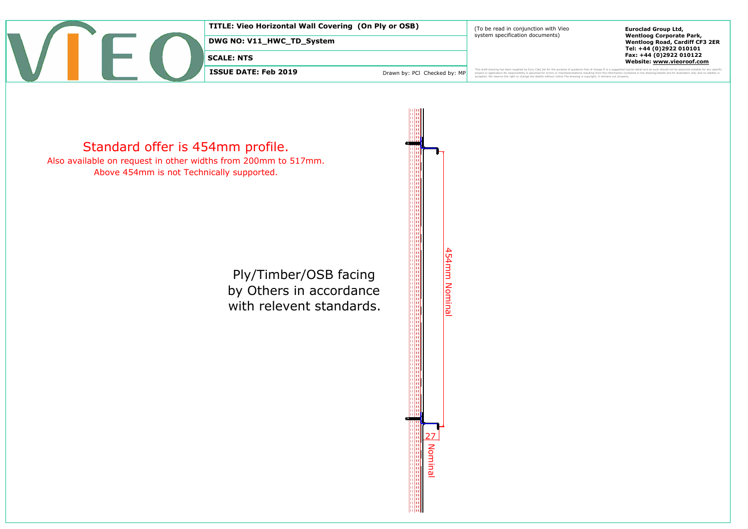**TITLE: Vieo Horizontal Wall Covering (On Ply or OSB)**

**DWG NO: V11_HWC_TD_System**

**SCALE: NTS**

**ISSUE DATE: Feb 2019**

Drawn by: PCI Checked by: MP

(To be read in conjunction with Vieo system specification documents)

**Euroclad Group Ltd,**
**Wentloog Corporate Park,**
**Wentloog Road, Cardiff CF3 2ER**
**Tel: +44 (0)2922 010101**
**Fax: +44 (0)2922 010122**
**Website: www.vieoroof.com**

This draft drawing has been supplied by Euro Clad Ltd for the purpose of guidance free of charge.It is a suggested typical detail and as such should not be assumed suitable for any specific project or application.No responsibility is assumed for errors or misinterpretations resulting from the information contained in the drawing.Details are for illustration only and no liability is accepted. We reserve the right to change the details without notice.The drawing is copyright, it remains our property.

Standard offer is 454mm profile.

Also available on request in other widths from 200mm to 517mm.
Above 454mm is not Technically supported.

Ply/Timber/OSB facing by Others in accordance with relevent standards.

454mm Nominal

27 Nominal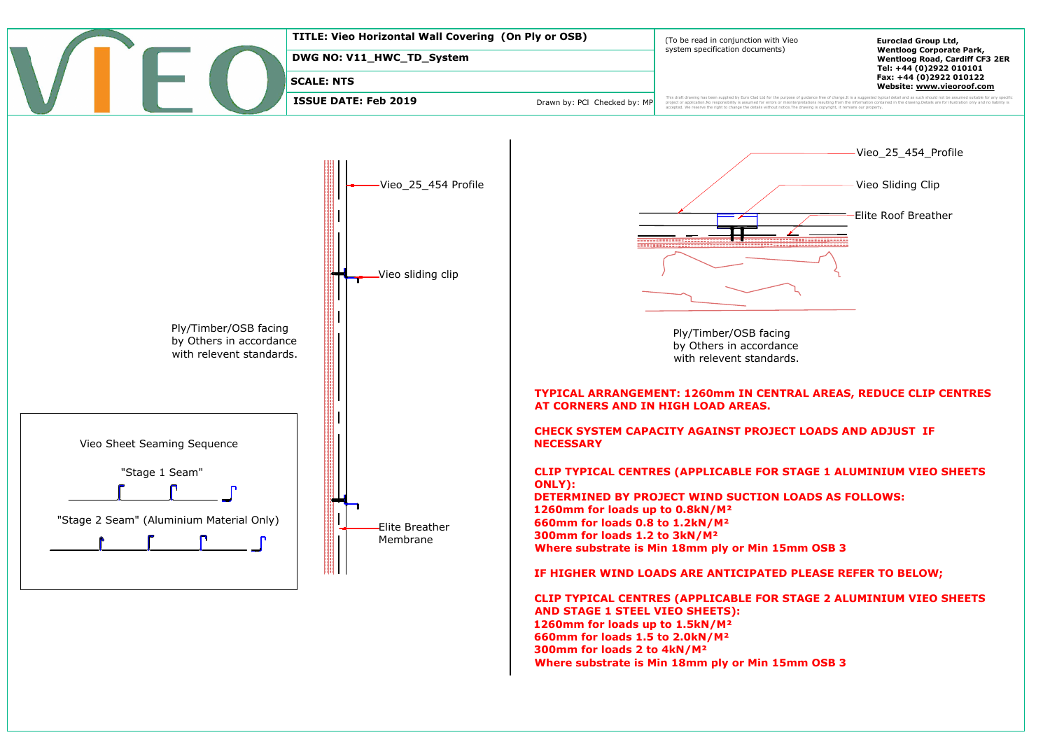**TITLE: Vieo Horizontal Wall Covering (On Ply or OSB)**

**DWG NO: V11_HWC_TD_System**

**SCALE: NTS**

**ISSUE DATE: Feb 2019**

Drawn by: PCI Checked by: MP

(To be read in conjunction with Vieo system specification documents)

**Euroclad Group Ltd,**
**Wentloog Corporate Park,**
**Wentloog Road, Cardiff CF3 2ER**
**Tel: +44 (0)2922 010101**
**Fax: +44 (0)2922 010122**
**Website: www.vieoroof.com**

This draft drawing has been supplied by Euro Clad Ltd for the purpose of guidance free of charge.It is a suggested typical detail and as such should not be assumed suitable for any specific project or application.No responsibility is assumed for errors or misinterpretations resulting from the information contained in the drawing.Details are for illustration only and no liability is accepted. We reserve the right to change the details without notice.The drawing is copyright, it remains our property.

Vieo_25_454 Profile

Vieo sliding clip

Ply/Timber/OSB facing by Others in accordance with relevent standards.

Elite Breather Membrane

Vieo Sheet Seaming Sequence

"Stage 1 Seam"

"Stage 2 Seam" (Aluminium Material Only)

Vieo_25_454_Profile

Vieo Sliding Clip

Elite Roof Breather

Ply/Timber/OSB facing by Others in accordance with relevent standards.

**TYPICAL ARRANGEMENT: 1260mm IN CENTRAL AREAS, REDUCE CLIP CENTRES AT CORNERS AND IN HIGH LOAD AREAS.**

**CHECK SYSTEM CAPACITY AGAINST PROJECT LOADS AND ADJUST IF NECESSARY**

**CLIP TYPICAL CENTRES (APPLICABLE FOR STAGE 1 ALUMINIUM VIEO SHEETS ONLY):**
**DETERMINED BY PROJECT WIND SUCTION LOADS AS FOLLOWS:**
**1260mm for loads up to 0.8kN/M²**
**660mm for loads 0.8 to 1.2kN/M²**
**300mm for loads 1.2 to 3kN/M²**
**Where substrate is Min 18mm ply or Min 15mm OSB 3**

**IF HIGHER WIND LOADS ARE ANTICIPATED PLEASE REFER TO BELOW;**

**CLIP TYPICAL CENTRES (APPLICABLE FOR STAGE 2 ALUMINIUM VIEO SHEETS AND STAGE 1 STEEL VIEO SHEETS):**
**1260mm for loads up to 1.5kN/M²**
**660mm for loads 1.5 to 2.0kN/M²**
**300mm for loads 2 to 4kN/M²**
**Where substrate is Min 18mm ply or Min 15mm OSB 3**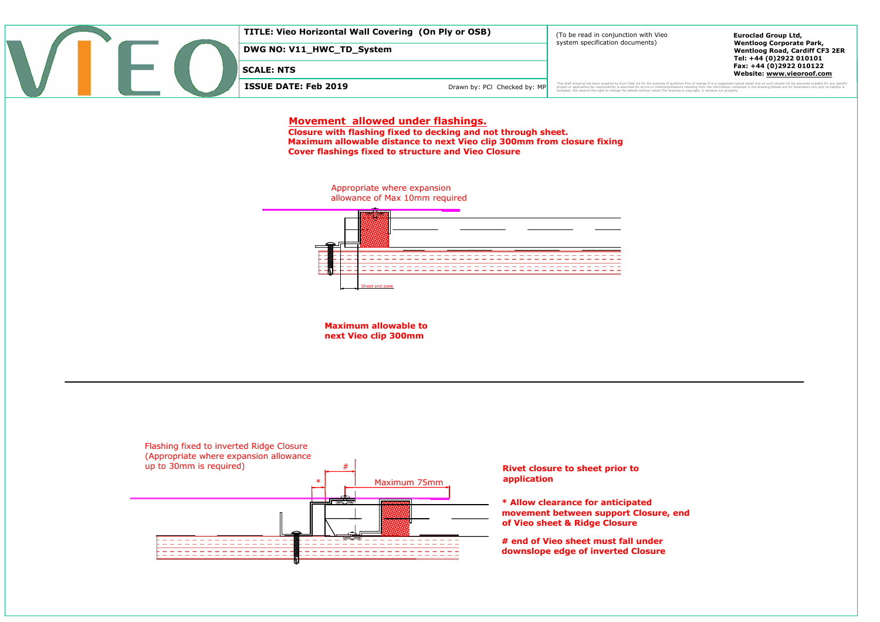| TITLE: Vieo Horizontal Wall Covering (On Ply or OSB) | | (To be read in conjunction with Vieo system specification documents) | Euroclad Group Ltd, Wentloog Corporate Park, Wentloog Road, Cardiff CF3 2ER Tel: +44 (0)2922 010101 Fax: +44 (0)2922 010122 Website: www.vieoroof.com |
| --- | --- | --- | --- |
| DWG NO: V11_HWC_TD_System | | | |
| SCALE: NTS | | | |
| ISSUE DATE: Feb 2019 | Drawn by: PCI Checked by: MP | This draft drawing has been supplied by Euro Clad Ltd for the purpose of guidance free of charge.It is a suggested typical detail and as such should not be assumed suitable for any specific project or application.No responsibility is assumed for errors or misinterpretations resulting from the information contained in the drawing.Details are for illustration only and no liability is accepted. We reserve the right to change the details without notice.The drawing is copyright, it remains our property. | |

## Movement allowed under flashings.

**Closure with flashing fixed to decking and not through sheet.**
**Maximum allowable distance to next Vieo clip 300mm from closure fixing**
**Cover flashings fixed to structure and Vieo Closure**

Appropriate where expansion allowance of Max 10mm required

Sheet end zone

**Maximum allowable to next Vieo clip 300mm**

Flashing fixed to inverted Ridge Closure (Appropriate where expansion allowance up to 30mm is required)

# 

*

Maximum 75mm

**Rivet closure to sheet prior to application**

**\* Allow clearance for anticipated movement between support Closure, end of Vieo sheet & Ridge Closure**

**# end of Vieo sheet must fall under downslope edge of inverted Closure**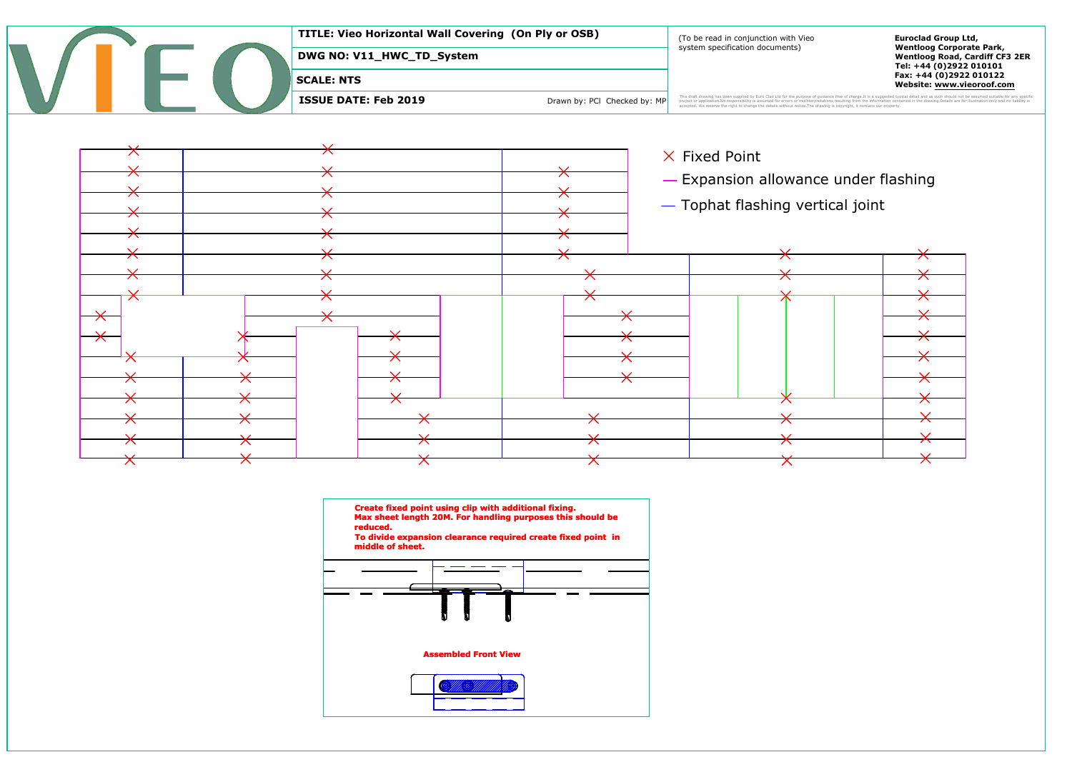| TITLE: Vieo Horizontal Wall Covering (On Ply or OSB) | |
|---|---|
| DWG NO: V11_HWC_TD_System | |
| SCALE: NTS | |
| ISSUE DATE: Feb 2019 | Drawn by: PCI Checked by: MP |

(To be read in conjunction with Vieo system specification documents)

**Euroclad Group Ltd,**
**Wentloog Corporate Park,**
**Wentloog Road, Cardiff CF3 2ER**
**Tel: +44 (0)2922 010101**
**Fax: +44 (0)2922 010122**
**Website: www.vieoroof.com**

This draft drawing has been supplied by Euro Clad Ltd for the purpose of guidance free of charge.It is a suggested typical detail and as such should not be assumed suitable for any specific project or application.No responsibility is assumed for errors or misinterpretations resulting from the information contained in the drawing.Details are for illustration only and no liability is accepted. We reserve the right to change the details without notice.The drawing is copyright, it remains our property.

× Fixed Point

— Expansion allowance under flashing

— Tophat flashing vertical joint

**Create fixed point using clip with additional fixing.**
**Max sheet length 20M. For handling purposes this should be reduced.**
**To divide expansion clearance required create fixed point in middle of sheet.**

**Assembled Front View**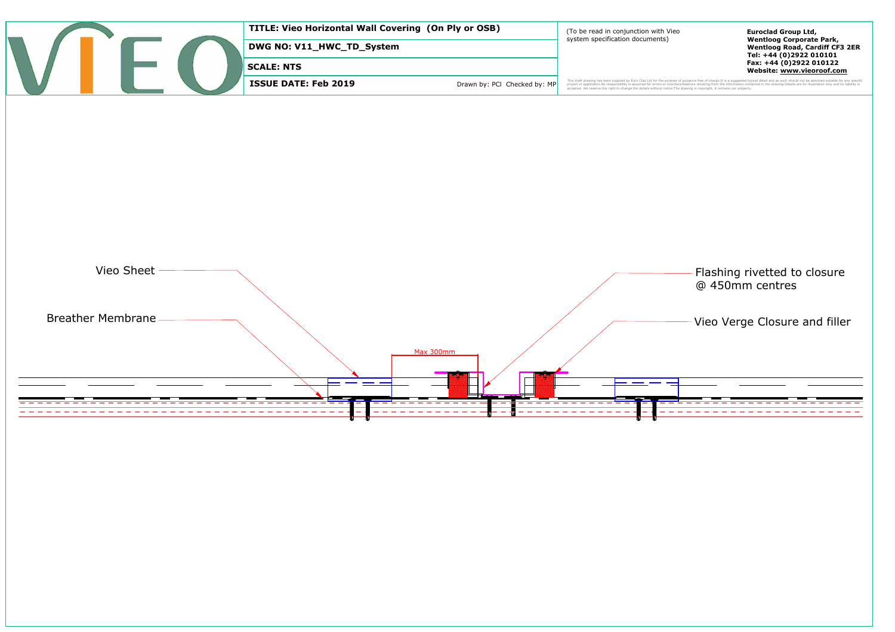**TITLE: Vieo Horizontal Wall Covering (On Ply or OSB)**

**DWG NO: V11_HWC_TD_System**

**SCALE: NTS**

**ISSUE DATE: Feb 2019**

Drawn by: PCI Checked by: MP

(To be read in conjunction with Vieo system specification documents)

**Euroclad Group Ltd,**
**Wentloog Corporate Park,**
**Wentloog Road, Cardiff CF3 2ER**
**Tel: +44 (0)2922 010101**
**Fax: +44 (0)2922 010122**
**Website: www.vieoroof.com**

This draft drawing has been supplied by Euro Clad Ltd for the purpose of guidance free of charge.It is a suggested typical detail and as such should not be assumed suitable for any specific project or application.No responsibility is assumed for errors or misinterpretations resulting from the information contained in the drawing.Details are for illustration only and no liability is accepted. We reserve the right to change the details without notice.The drawing is copyright, it remains our property.

Vieo Sheet

Breather Membrane

Max 300mm

Flashing rivetted to closure @ 450mm centres

Vieo Verge Closure and filler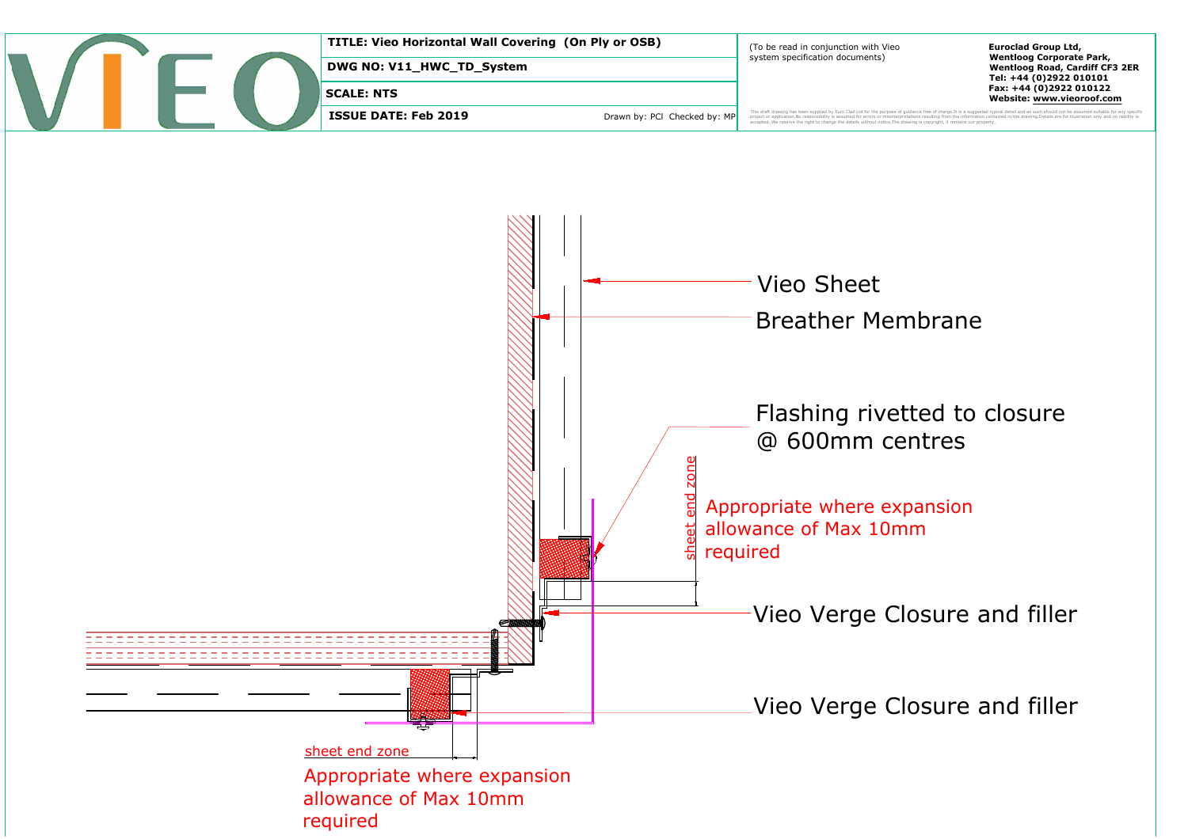| TITLE: Vieo Horizontal Wall Covering (On Ply or OSB) | (To be read in conjunction with Vieo system specification documents) | Euroclad Group Ltd, Wentloog Corporate Park, Wentloog Road, Cardiff CF3 2ER Tel: +44 (0)2922 010101 Fax: +44 (0)2922 010122 Website: www.vieoroof.com |
|---|---|---|
| DWG NO: V11_HWC_TD_System | | |
| SCALE: NTS | | |
| ISSUE DATE: Feb 2019 — Drawn by: PCI Checked by: MP | This draft drawing has been supplied by Euro Clad Ltd for the purpose of guidance free of charge.It is a suggested typical detail and as such should not be assumed suitable for any specific project or application. No responsibility is assumed for errors or misinterpretations resulting from the information contained in the drawing.Details are for illustration only and no liability is accepted. We reserve the right to change the details without notice.The drawing is copyright, it remains our property. | |

Vieo Sheet

Breather Membrane

Flashing rivetted to closure @ 600mm centres

sheet end zone

Appropriate where expansion allowance of Max 10mm required

Vieo Verge Closure and filler

Vieo Verge Closure and filler

sheet end zone

Appropriate where expansion allowance of Max 10mm required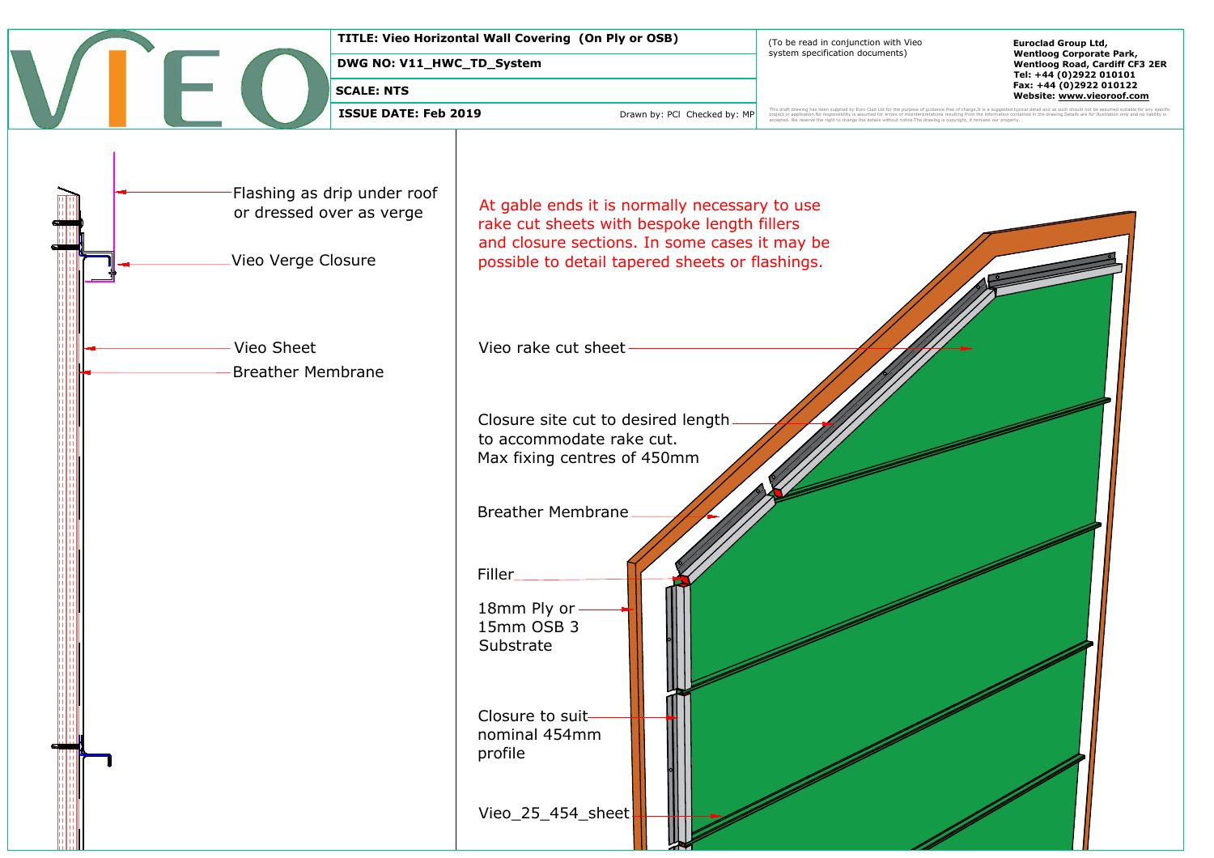VIEO

**TITLE: Vieo Horizontal Wall Covering (On Ply or OSB)**

**DWG NO: V11_HWC_TD_System**

**SCALE: NTS**

**ISSUE DATE: Feb 2019**

Drawn by: PCI Checked by: MP

(To be read in conjunction with Vieo system specification documents)

This draft drawing has been supplied by Euro Clad Ltd for the purpose of guidance free of charge.It is a suggested typical detail and as such should not be assumed suitable for any specific project or application.No responsibility is assumed for errors or misinterpretations resulting from the information contained in the drawing.Details are for illustration only and no liability is accepted. We reserve the right to change the details without notice.The drawing is copyright, it remains our property.

**Euroclad Group Ltd,**
**Wentloog Corporate Park,**
**Wentloog Road, Cardiff CF3 2ER**
**Tel: +44 (0)2922 010101**
**Fax: +44 (0)2922 010122**
**Website: www.vieoroof.com**

---

- Flashing as drip under roof or dressed over as verge
- Vieo Verge Closure
- Vieo Sheet
- Breather Membrane

---

At gable ends it is normally necessary to use rake cut sheets with bespoke length fillers and closure sections. In some cases it may be possible to detail tapered sheets or flashings.

- Vieo rake cut sheet
- Closure site cut to desired length to accommodate rake cut. Max fixing centres of 450mm
- Breather Membrane
- Filler
- 18mm Ply or 15mm OSB 3 Substrate
- Closure to suit nominal 454mm profile
- Vieo_25_454_sheet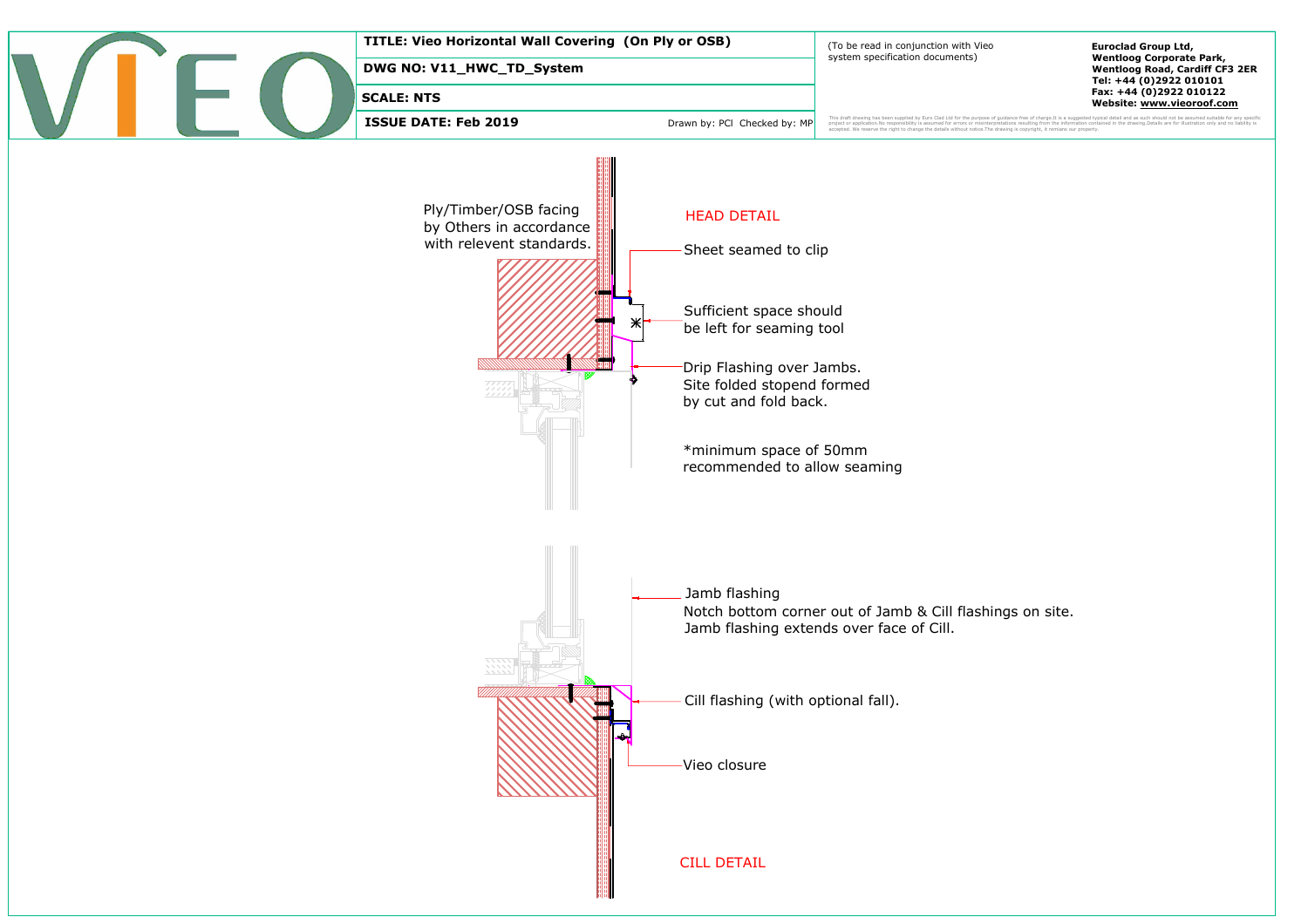**TITLE: Vieo Horizontal Wall Covering (On Ply or OSB)**

**DWG NO: V11_HWC_TD_System**

**SCALE: NTS**

**ISSUE DATE: Feb 2019**

Drawn by: PCI Checked by: MP

(To be read in conjunction with Vieo system specification documents)

**Euroclad Group Ltd, Wentloog Corporate Park, Wentloog Road, Cardiff CF3 2ER**
**Tel: +44 (0)2922 010101**
**Fax: +44 (0)2922 010122**
**Website: www.vieoroof.com**

This draft drawing has been supplied by Euro Clad Ltd for the purpose of guidance free of charge.It is a suggested typical detail and as such should not be assumed suitable for any specific project or application.No responsibility is assumed for errors or misinterpretations resulting from the information contained in the drawing.Details are for illustration only and no liability is accepted. We reserve the right to change the details without notice.The drawing is copyright, it remains our property.

## HEAD DETAIL

Ply/Timber/OSB facing by Others in accordance with relevent standards.

Sheet seamed to clip

Sufficient space should be left for seaming tool

Drip Flashing over Jambs. Site folded stopend formed by cut and fold back.

*minimum space of 50mm recommended to allow seaming

## CILL DETAIL

Jamb flashing
Notch bottom corner out of Jamb & Cill flashings on site.
Jamb flashing extends over face of Cill.

Cill flashing (with optional fall).

Vieo closure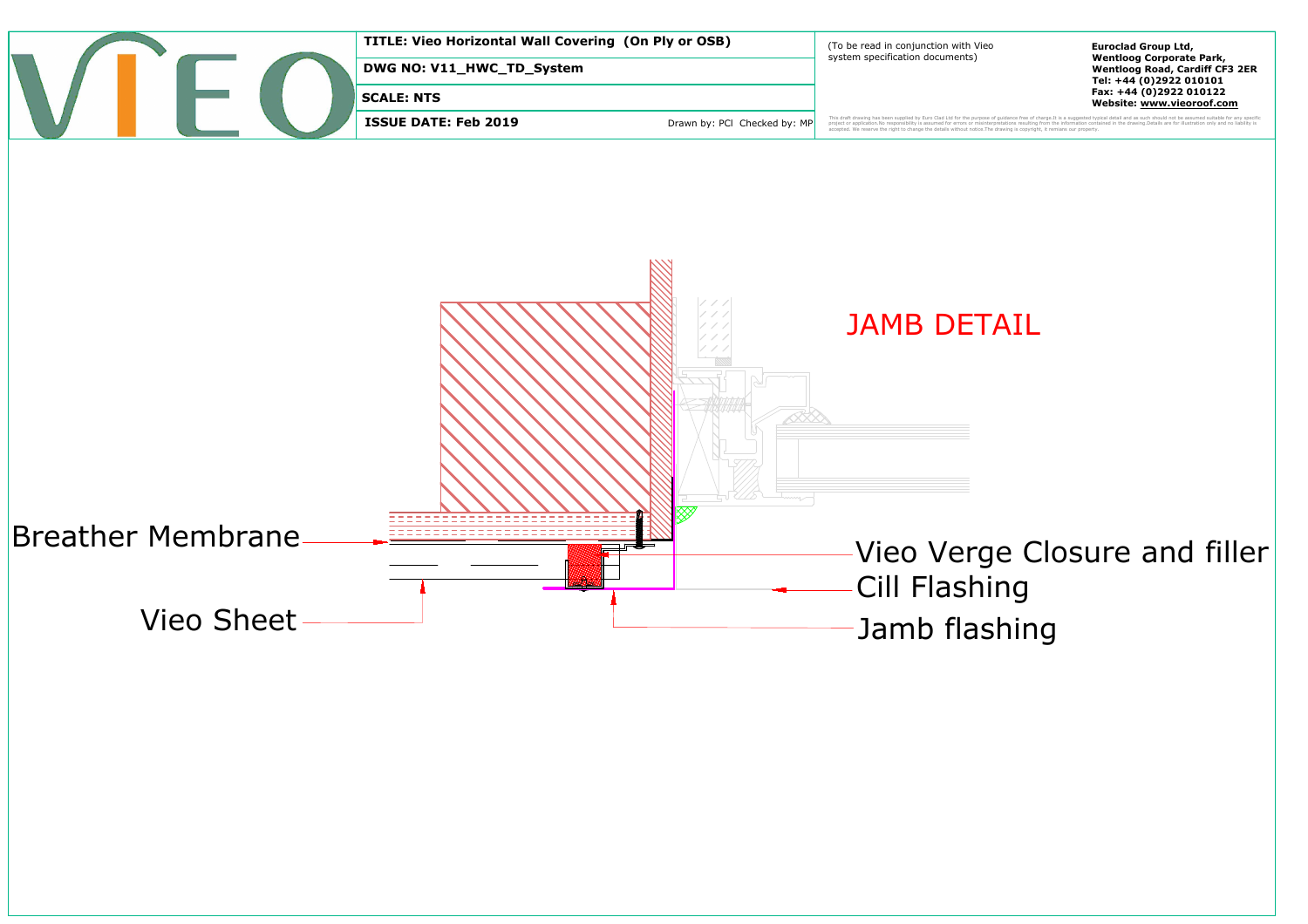**TITLE: Vieo Horizontal Wall Covering (On Ply or OSB)**

**DWG NO: V11_HWC_TD_System**

**SCALE: NTS**

**ISSUE DATE: Feb 2019** Drawn by: PCI Checked by: MP

(To be read in conjunction with Vieo system specification documents)

**Euroclad Group Ltd,**
**Wentloog Corporate Park,**
**Wentloog Road, Cardiff CF3 2ER**
**Tel: +44 (0)2922 010101**
**Fax: +44 (0)2922 010122**
**Website: www.vieoroof.com**

This draft drawing has been supplied by Euro Clad Ltd for the purpose of guidance free of charge.It is a suggested typical detail and as such should not be assumed suitable for any specific project or application.No responsibility is assumed for errors or misinterpretations resulting from the information contained in the drawing.Details are for illustration only and no liability is accepted. We reserve the right to change the details without notice.The drawing is copyright, it remains our property.

# JAMB DETAIL

Breather Membrane

Vieo Sheet

Vieo Verge Closure and filler

Cill Flashing

Jamb flashing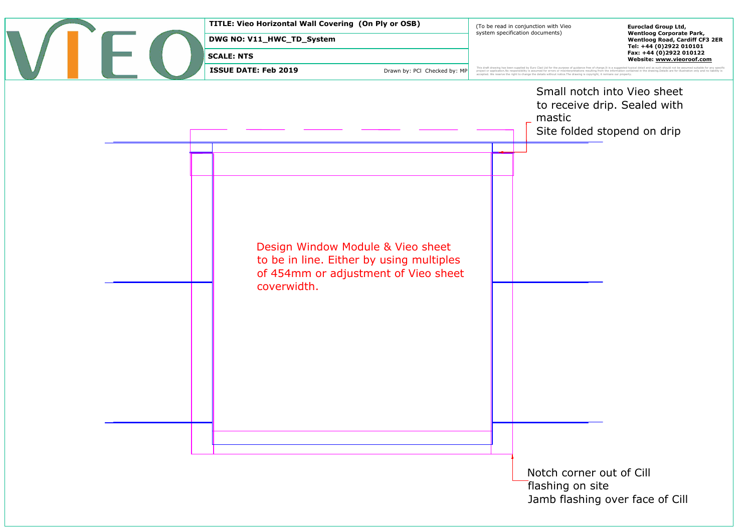**TITLE: Vieo Horizontal Wall Covering (On Ply or OSB)**

**DWG NO: V11_HWC_TD_System**

**SCALE: NTS**

**ISSUE DATE: Feb 2019**

Drawn by: PCI Checked by: MP

(To be read in conjunction with Vieo system specification documents)

**Euroclad Group Ltd,**
**Wentloog Corporate Park,**
**Wentloog Road, Cardiff CF3 2ER**
**Tel: +44 (0)2922 010101**
**Fax: +44 (0)2922 010122**
**Website: www.vieoroof.com**

This draft drawing has been supplied by Euro Clad Ltd for the purpose of guidance free of charge.It is a suggested typical detail and as such should not be assumed suitable for any specific project or application.No responsibility is assumed for errors or misinterpretations resulting from the information contained in the drawing.Details are for illustration only and no liability is accepted. We reserve the right to change the details without notice.The drawing is copyright, it remains our property.

Small notch into Vieo sheet to receive drip. Sealed with mastic
Site folded stopend on drip

Design Window Module & Vieo sheet to be in line. Either by using multiples of 454mm or adjustment of Vieo sheet coverwidth.

Notch corner out of Cill flashing on site
Jamb flashing over face of Cill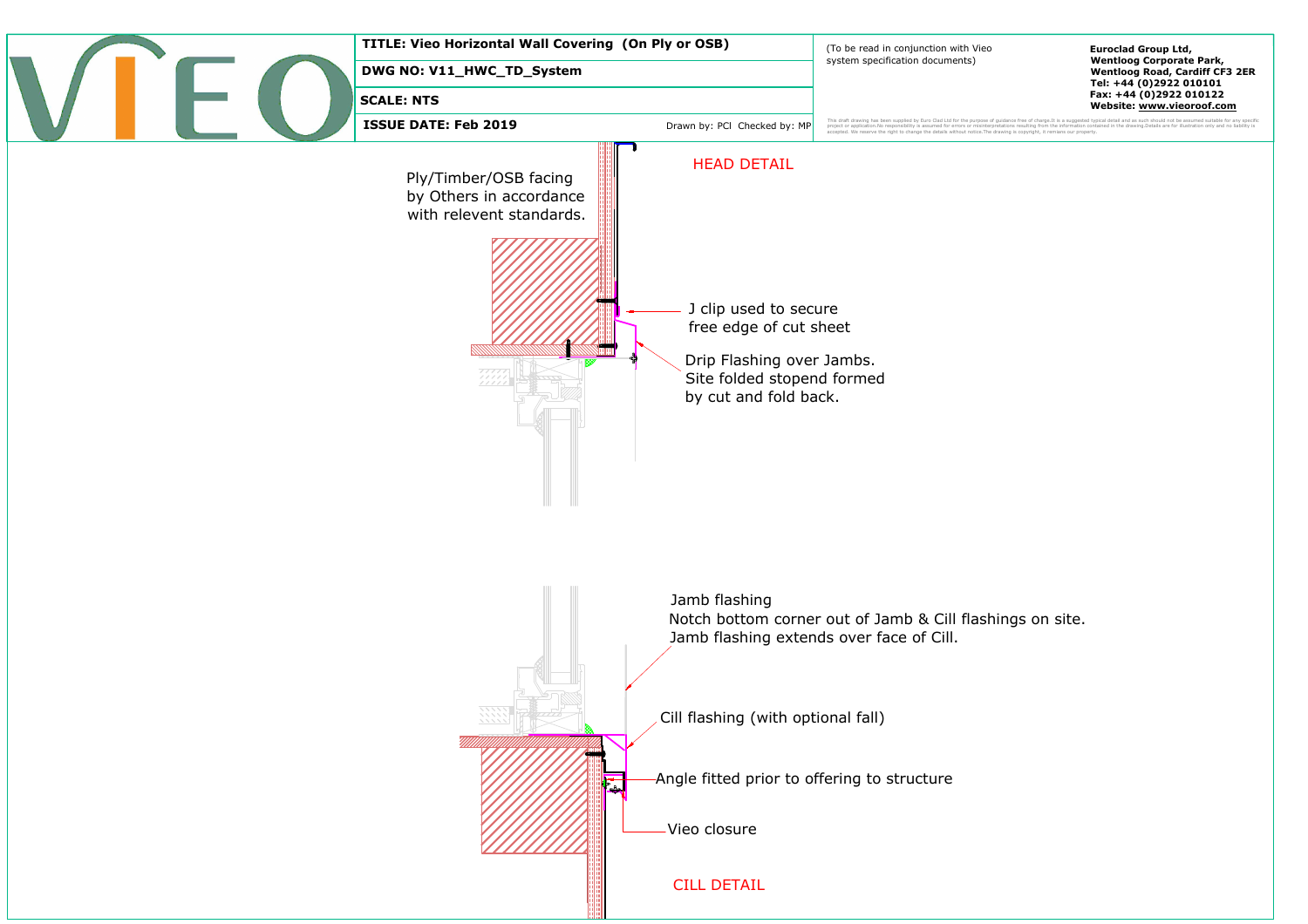| TITLE: Vieo Horizontal Wall Covering (On Ply or OSB) | (To be read in conjunction with Vieo system specification documents) | Euroclad Group Ltd, Wentloog Corporate Park, Wentloog Road, Cardiff CF3 2ER Tel: +44 (0)2922 010101 Fax: +44 (0)2922 010122 Website: www.vieoroof.com |
|---|---|---|
| DWG NO: V11_HWC_TD_System | | |
| SCALE: NTS | | |
| ISSUE DATE: Feb 2019 Drawn by: PCI Checked by: MP | | |

This draft drawing has been supplied by Euro Clad Ltd for the purpose of guidance free of charge.It is a suggested typical detail and as such should not be assumed suitable for any specific project or application.No responsibility is assumed for errors or misinterpretations resulting from the information contained in the drawing.Details are for illustration only and no liability is accepted. We reserve the right to change the details without notice.The drawing is copyright, it remains our property.

## HEAD DETAIL

Ply/Timber/OSB facing by Others in accordance with relevent standards.

J clip used to secure free edge of cut sheet

Drip Flashing over Jambs. Site folded stopend formed by cut and fold back.

Jamb flashing
Notch bottom corner out of Jamb & Cill flashings on site.
Jamb flashing extends over face of Cill.

Cill flashing (with optional fall)

Angle fitted prior to offering to structure

Vieo closure

## CILL DETAIL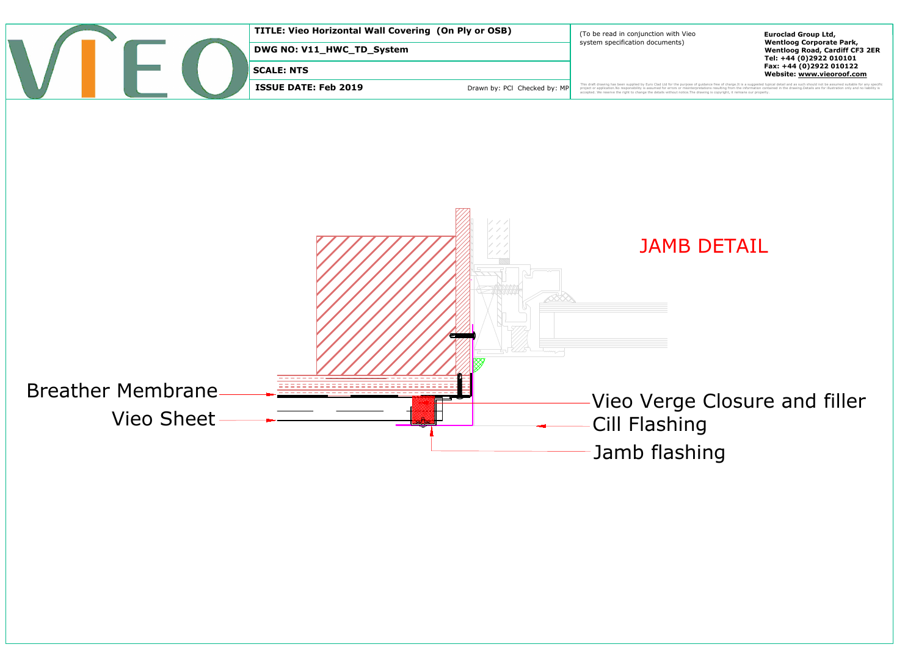| | |
|---|---|
| **TITLE: Vieo Horizontal Wall Covering (On Ply or OSB)** | (To be read in conjunction with Vieo system specification documents) |
| **DWG NO: V11_HWC_TD_System** | |
| **SCALE: NTS** | |
| **ISSUE DATE: Feb 2019** Drawn by: PCI Checked by: MP | |

**Euroclad Group Ltd,**
**Wentloog Corporate Park,**
**Wentloog Road, Cardiff CF3 2ER**
**Tel: +44 (0)2922 010101**
**Fax: +44 (0)2922 010122**
**Website: www.vieoroof.com**

This draft drawing has been supplied by Euro Clad Ltd for the purpose of guidance free of charge.It is a suggested typical detail and as such should not be assumed suitable for any specific project or application.No responsibility is assumed for errors or misinterpretations resulting from the information contained in the drawing.Details are for illustration only and no liability is accepted. We reserve the right to change the details without notice.The drawing is copyright, it remains our property.

# JAMB DETAIL

- Breather Membrane
- Vieo Sheet
- Vieo Verge Closure and filler
- Cill Flashing
- Jamb flashing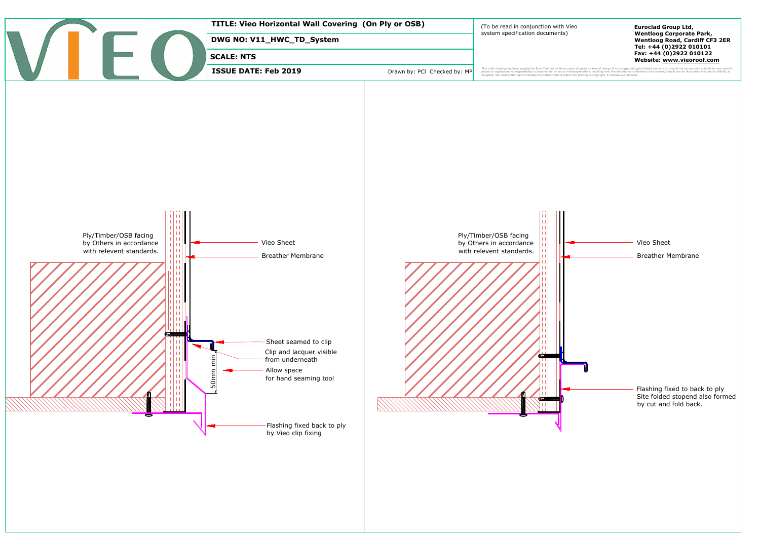**TITLE: Vieo Horizontal Wall Covering (On Ply or OSB)**

**DWG NO: V11_HWC_TD_System**

**SCALE: NTS**

**ISSUE DATE: Feb 2019**

Drawn by: PCI Checked by: MP

(To be read in conjunction with Vieo system specification documents)

This draft drawing has been supplied by Euro Clad Ltd for the purpose of guidance free of charge.It is a suggested typical detail and as such should not be assumed suitable for any specific project or application.No responsibility is assumed for errors or misinterpretations resulting from the information contained in the drawing.Details are for illustration only and no liability is accepted. We reserve the right to change the details without notice.The drawing is copyright, it remains our property.

**Euroclad Group Ltd,**
**Wentloog Corporate Park,**
**Wentloog Road, Cardiff CF3 2ER**
**Tel: +44 (0)2922 010101**
**Fax: +44 (0)2922 010122**
**Website: www.vieoroof.com**

Ply/Timber/OSB facing by Others in accordance with relevent standards.

Vieo Sheet

Breather Membrane

Sheet seamed to clip

Clip and lacquer visible from underneath

Allow space for hand seaming tool

50mm min

Flashing fixed back to ply by Vieo clip fixing

Ply/Timber/OSB facing by Others in accordance with relevent standards.

Vieo Sheet

Breather Membrane

Flashing fixed to back to ply
Site folded stopend also formed by cut and fold back.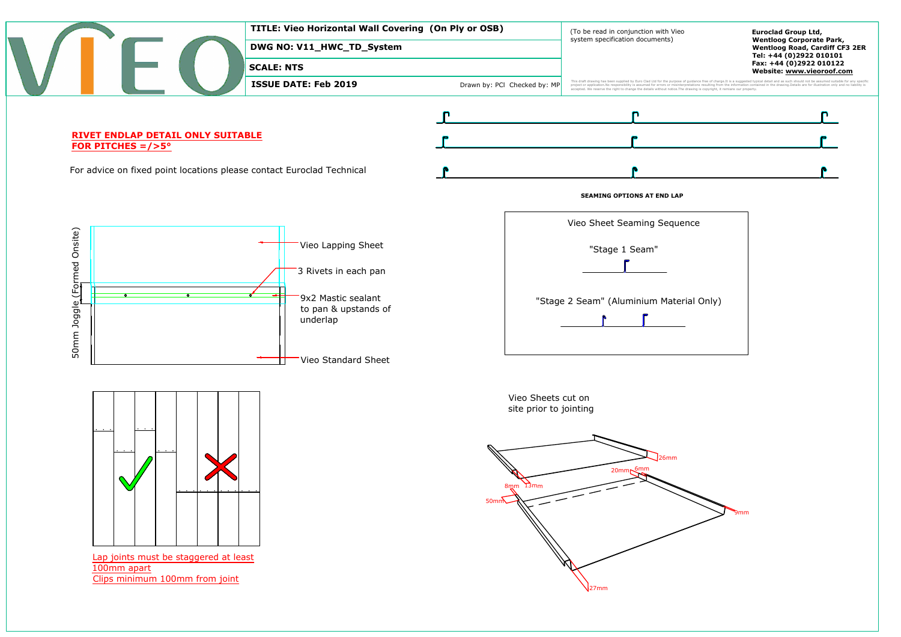**TITLE: Vieo Horizontal Wall Covering (On Ply or OSB)**

**DWG NO: V11_HWC_TD_System**

**SCALE: NTS**

**ISSUE DATE: Feb 2019**

Drawn by: PCI Checked by: MP

(To be read in conjunction with Vieo system specification documents)

**Euroclad Group Ltd, Wentloog Corporate Park, Wentloog Road, Cardiff CF3 2ER**
**Tel: +44 (0)2922 010101**
**Fax: +44 (0)2922 010122**
**Website: www.vieoroof.com**

This draft drawing has been supplied by Euro Clad Ltd for the purpose of guidance free of charge.It is a suggested typical detail and as such should not be assumed suitable for any specific project or application.No responsibility is assumed for errors or misinterpretations resulting from the information contained in the drawing.Details are for illustration only and no liability is accepted. We reserve the right to change the details without notice.The drawing is copyright, it remains our property.

**RIVET ENDLAP DETAIL ONLY SUITABLE FOR PITCHES =/>5°**

For advice on fixed point locations please contact Euroclad Technical

**SEAMING OPTIONS AT END LAP**

50mm Joggle (Formed Onsite)

Vieo Lapping Sheet

3 Rivets in each pan

9x2 Mastic sealant to pan & upstands of underlap

Vieo Standard Sheet

Vieo Sheet Seaming Sequence

"Stage 1 Seam"

"Stage 2 Seam" (Aluminium Material Only)

Lap joints must be staggered at least 100mm apart
Clips minimum 100mm from joint

Vieo Sheets cut on site prior to jointing

26mm, 20mm, 6mm, 8mm, 13mm, 50mm, 9mm, 27mm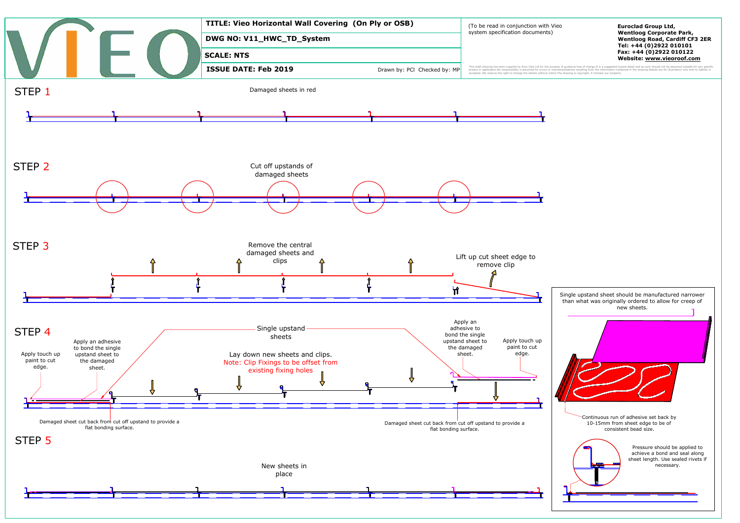VIEO

**TITLE: Vieo Horizontal Wall Covering (On Ply or OSB)**

**DWG NO: V11_HWC_TD_System**

**SCALE: NTS**

**ISSUE DATE: Feb 2019**

Drawn by: PCI Checked by: MP

(To be read in conjunction with Vieo system specification documents)

This draft drawing has been supplied by Euro Clad Ltd for the purpose of guidance free of charge.It is a suggested typical detail and as such should not be assumed suitable for any specific project or application.No responsibility is assumed for errors or misinterpretations resulting from the information contained in the drawing.Details are for illustration only and no liability is accepted. We reserve the right to change the details without notice.The drawing is copyright, it remains our property.

**Euroclad Group Ltd,**
**Wentloog Corporate Park,**
**Wentloog Road, Cardiff CF3 2ER**
**Tel: +44 (0)2922 010101**
**Fax: +44 (0)2922 010122**
**Website: www.vieoroof.com**

STEP 1

Damaged sheets in red

STEP 2

Cut off upstands of damaged sheets

STEP 3

Remove the central damaged sheets and clips

Lift up cut sheet edge to remove clip

STEP 4

Single upstand sheets

Apply touch up paint to cut edge.

Apply an adhesive to bond the single upstand sheet to the damaged sheet.

Lay down new sheets and clips.
Note: Clip Fixings to be offset from existing fixing holes

Apply an adhesive to bond the single upstand sheet to the damaged sheet.

Apply touch up paint to cut edge.

Damaged sheet cut back from cut off upstand to provide a flat bonding surface.

Damaged sheet cut back from cut off upstand to provide a flat bonding surface.

STEP 5

New sheets in place

Single upstand sheet should be manufactured narrower than what was originally ordered to allow for creep of new sheets.

Continuous run of adhesive set back by 10-15mm from sheet edge to be of consistent bead size.

Pressure should be applied to achieve a bond and seal along sheet length. Use sealed rivets if necessary.